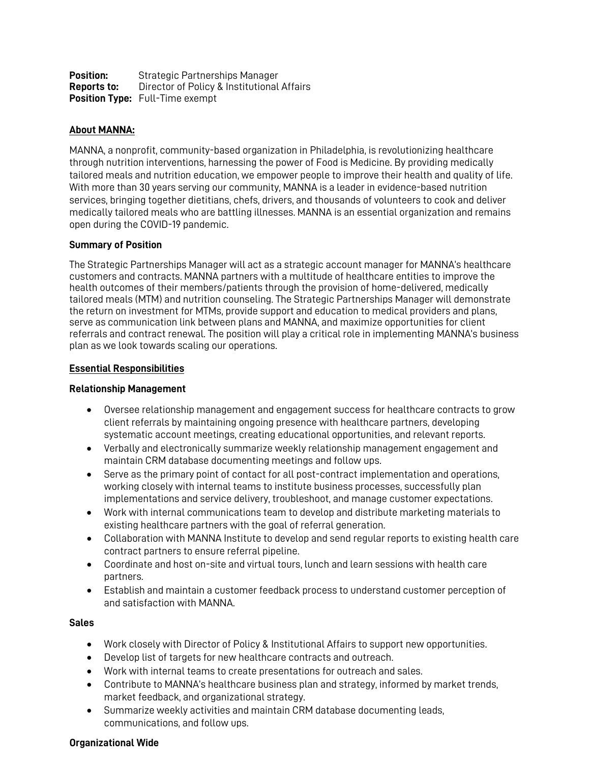**Position:** Strategic Partnerships Manager
**Reports to:** Director of Policy & Institutional Affairs
**Position Type:** Full-Time exempt

## About MANNA:

MANNA, a nonprofit, community-based organization in Philadelphia, is revolutionizing healthcare through nutrition interventions, harnessing the power of Food is Medicine. By providing medically tailored meals and nutrition education, we empower people to improve their health and quality of life. With more than 30 years serving our community, MANNA is a leader in evidence-based nutrition services, bringing together dietitians, chefs, drivers, and thousands of volunteers to cook and deliver medically tailored meals who are battling illnesses. MANNA is an essential organization and remains open during the COVID-19 pandemic.

### Summary of Position

The Strategic Partnerships Manager will act as a strategic account manager for MANNA's healthcare customers and contracts. MANNA partners with a multitude of healthcare entities to improve the health outcomes of their members/patients through the provision of home-delivered, medically tailored meals (MTM) and nutrition counseling. The Strategic Partnerships Manager will demonstrate the return on investment for MTMs, provide support and education to medical providers and plans, serve as communication link between plans and MANNA, and maximize opportunities for client referrals and contract renewal. The position will play a critical role in implementing MANNA's business plan as we look towards scaling our operations.

## Essential Responsibilities

### Relationship Management

- Oversee relationship management and engagement success for healthcare contracts to grow client referrals by maintaining ongoing presence with healthcare partners, developing systematic account meetings, creating educational opportunities, and relevant reports.
- Verbally and electronically summarize weekly relationship management engagement and maintain CRM database documenting meetings and follow ups.
- Serve as the primary point of contact for all post-contract implementation and operations, working closely with internal teams to institute business processes, successfully plan implementations and service delivery, troubleshoot, and manage customer expectations.
- Work with internal communications team to develop and distribute marketing materials to existing healthcare partners with the goal of referral generation.
- Collaboration with MANNA Institute to develop and send regular reports to existing health care contract partners to ensure referral pipeline.
- Coordinate and host on-site and virtual tours, lunch and learn sessions with health care partners.
- Establish and maintain a customer feedback process to understand customer perception of and satisfaction with MANNA.

### Sales

- Work closely with Director of Policy & Institutional Affairs to support new opportunities.
- Develop list of targets for new healthcare contracts and outreach.
- Work with internal teams to create presentations for outreach and sales.
- Contribute to MANNA's healthcare business plan and strategy, informed by market trends, market feedback, and organizational strategy.
- Summarize weekly activities and maintain CRM database documenting leads, communications, and follow ups.

### Organizational Wide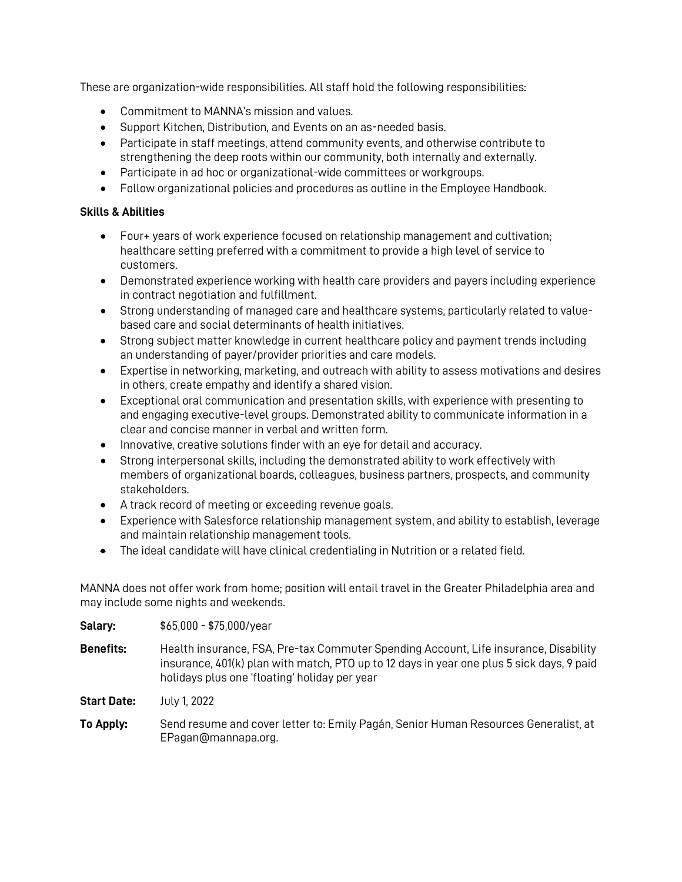These are organization-wide responsibilities. All staff hold the following responsibilities:

- Commitment to MANNA's mission and values.
- Support Kitchen, Distribution, and Events on an as-needed basis.
- Participate in staff meetings, attend community events, and otherwise contribute to strengthening the deep roots within our community, both internally and externally.
- Participate in ad hoc or organizational-wide committees or workgroups.
- Follow organizational policies and procedures as outline in the Employee Handbook.

**Skills & Abilities**

- Four+ years of work experience focused on relationship management and cultivation; healthcare setting preferred with a commitment to provide a high level of service to customers.
- Demonstrated experience working with health care providers and payers including experience in contract negotiation and fulfillment.
- Strong understanding of managed care and healthcare systems, particularly related to value-based care and social determinants of health initiatives.
- Strong subject matter knowledge in current healthcare policy and payment trends including an understanding of payer/provider priorities and care models.
- Expertise in networking, marketing, and outreach with ability to assess motivations and desires in others, create empathy and identify a shared vision.
- Exceptional oral communication and presentation skills, with experience with presenting to and engaging executive-level groups. Demonstrated ability to communicate information in a clear and concise manner in verbal and written form.
- Innovative, creative solutions finder with an eye for detail and accuracy.
- Strong interpersonal skills, including the demonstrated ability to work effectively with members of organizational boards, colleagues, business partners, prospects, and community stakeholders.
- A track record of meeting or exceeding revenue goals.
- Experience with Salesforce relationship management system, and ability to establish, leverage and maintain relationship management tools.
- The ideal candidate will have clinical credentialing in Nutrition or a related field.

MANNA does not offer work from home; position will entail travel in the Greater Philadelphia area and may include some nights and weekends.

**Salary:** $65,000 - $75,000/year

**Benefits:** Health insurance, FSA, Pre-tax Commuter Spending Account, Life insurance, Disability insurance, 401(k) plan with match, PTO up to 12 days in year one plus 5 sick days, 9 paid holidays plus one 'floating' holiday per year

**Start Date:** July 1, 2022

**To Apply:** Send resume and cover letter to: Emily Pagán, Senior Human Resources Generalist, at EPagan@mannapa.org.